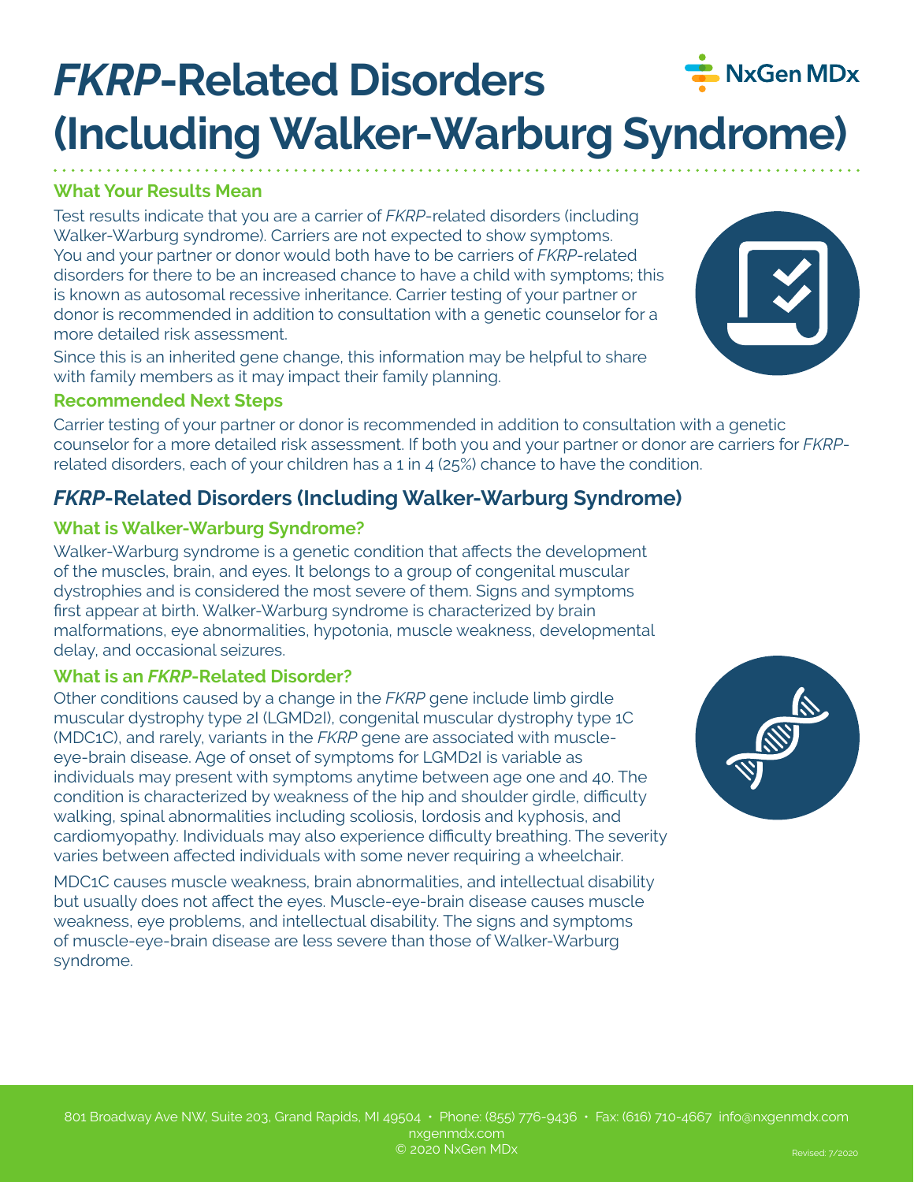# *FKRP*-Related Disorders (Including Walker-Warburg Syndrome)

NxGen MDx

### What Your Results Mean

Test results indicate that you are a carrier of *FKRP*-related disorders (including Walker-Warburg syndrome). Carriers are not expected to show symptoms. You and your partner or donor would both have to be carriers of *FKRP*-related disorders for there to be an increased chance to have a child with symptoms; this is known as autosomal recessive inheritance. Carrier testing of your partner or donor is recommended in addition to consultation with a genetic counselor for a more detailed risk assessment.

Since this is an inherited gene change, this information may be helpful to share with family members as it may impact their family planning.

### Recommended Next Steps

Carrier testing of your partner or donor is recommended in addition to consultation with a genetic counselor for a more detailed risk assessment. If both you and your partner or donor are carriers for *FKRP*-related disorders, each of your children has a 1 in 4 (25%) chance to have the condition.

## *FKRP*-Related Disorders (Including Walker-Warburg Syndrome)

### What is Walker-Warburg Syndrome?

Walker-Warburg syndrome is a genetic condition that affects the development of the muscles, brain, and eyes. It belongs to a group of congenital muscular dystrophies and is considered the most severe of them. Signs and symptoms first appear at birth. Walker-Warburg syndrome is characterized by brain malformations, eye abnormalities, hypotonia, muscle weakness, developmental delay, and occasional seizures.

### What is an *FKRP*-Related Disorder?

Other conditions caused by a change in the *FKRP* gene include limb girdle muscular dystrophy type 2I (LGMD2I), congenital muscular dystrophy type 1C (MDC1C), and rarely, variants in the *FKRP* gene are associated with muscle-eye-brain disease. Age of onset of symptoms for LGMD2I is variable as individuals may present with symptoms anytime between age one and 40. The condition is characterized by weakness of the hip and shoulder girdle, difficulty walking, spinal abnormalities including scoliosis, lordosis and kyphosis, and cardiomyopathy. Individuals may also experience difficulty breathing. The severity varies between affected individuals with some never requiring a wheelchair.

MDC1C causes muscle weakness, brain abnormalities, and intellectual disability but usually does not affect the eyes. Muscle-eye-brain disease causes muscle weakness, eye problems, and intellectual disability. The signs and symptoms of muscle-eye-brain disease are less severe than those of Walker-Warburg syndrome.

801 Broadway Ave NW, Suite 203, Grand Rapids, MI 49504 • Phone: (855) 776-9436 • Fax: (616) 710-4667 info@nxgenmdx.com
nxgenmdx.com
© 2020 NxGen MDx

Revised: 7/2020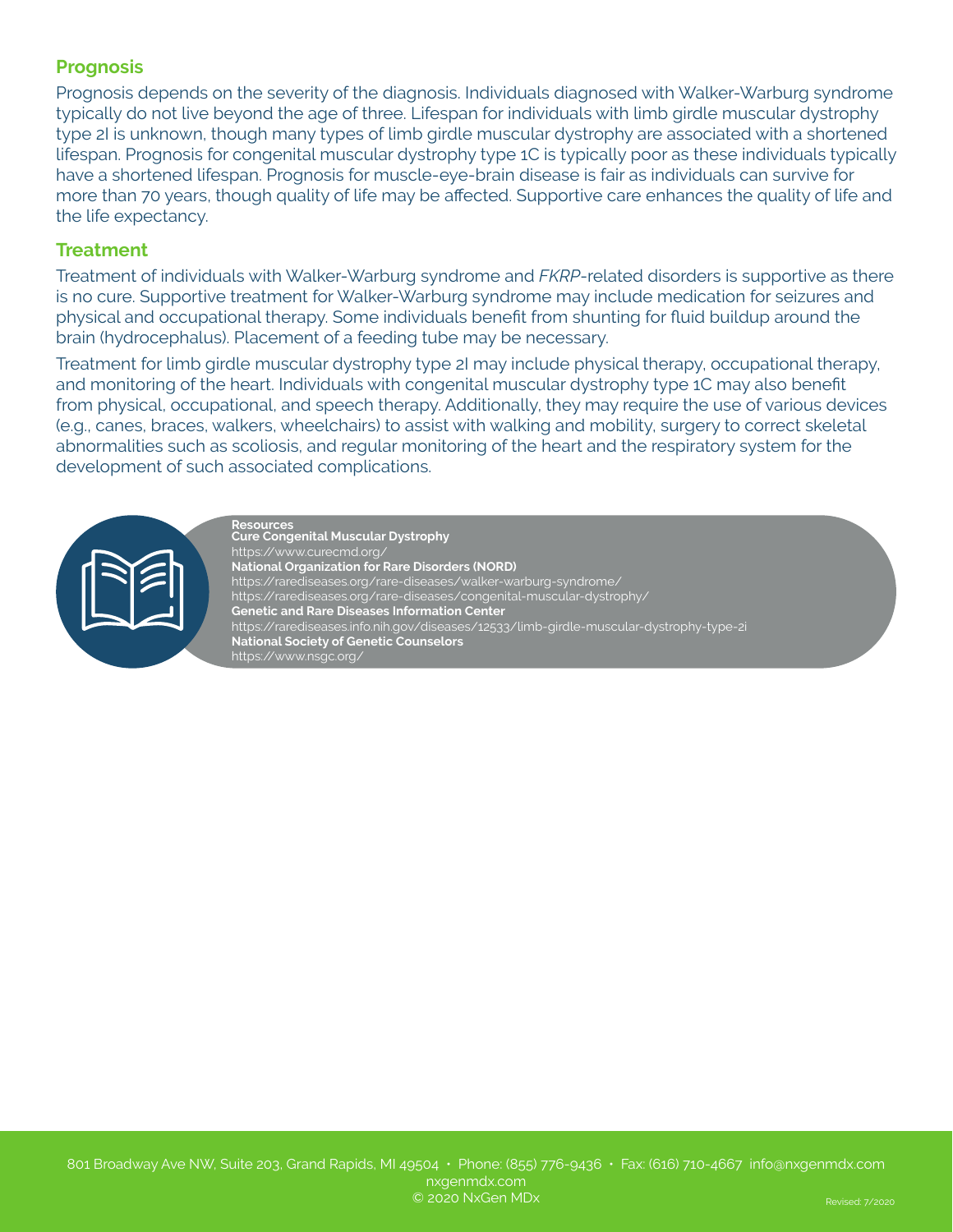## Prognosis

Prognosis depends on the severity of the diagnosis. Individuals diagnosed with Walker-Warburg syndrome typically do not live beyond the age of three. Lifespan for individuals with limb girdle muscular dystrophy type 2I is unknown, though many types of limb girdle muscular dystrophy are associated with a shortened lifespan. Prognosis for congenital muscular dystrophy type 1C is typically poor as these individuals typically have a shortened lifespan. Prognosis for muscle-eye-brain disease is fair as individuals can survive for more than 70 years, though quality of life may be affected. Supportive care enhances the quality of life and the life expectancy.

## Treatment

Treatment of individuals with Walker-Warburg syndrome and *FKRP*-related disorders is supportive as there is no cure. Supportive treatment for Walker-Warburg syndrome may include medication for seizures and physical and occupational therapy. Some individuals benefit from shunting for fluid buildup around the brain (hydrocephalus). Placement of a feeding tube may be necessary.

Treatment for limb girdle muscular dystrophy type 2I may include physical therapy, occupational therapy, and monitoring of the heart. Individuals with congenital muscular dystrophy type 1C may also benefit from physical, occupational, and speech therapy. Additionally, they may require the use of various devices (e.g., canes, braces, walkers, wheelchairs) to assist with walking and mobility, surgery to correct skeletal abnormalities such as scoliosis, and regular monitoring of the heart and the respiratory system for the development of such associated complications.

**Resources**

**Cure Congenital Muscular Dystrophy**
https://www.curecmd.org/

**National Organization for Rare Disorders (NORD)**
https://rarediseases.org/rare-diseases/walker-warburg-syndrome/
https://rarediseases.org/rare-diseases/congenital-muscular-dystrophy/

**Genetic and Rare Diseases Information Center**
https://rarediseases.info.nih.gov/diseases/12533/limb-girdle-muscular-dystrophy-type-2i

**National Society of Genetic Counselors**
https://www.nsgc.org/

801 Broadway Ave NW, Suite 203, Grand Rapids, MI 49504 • Phone: (855) 776-9436 • Fax: (616) 710-4667 info@nxgenmdx.com
nxgenmdx.com
© 2020 NxGen MDx

Revised: 7/2020